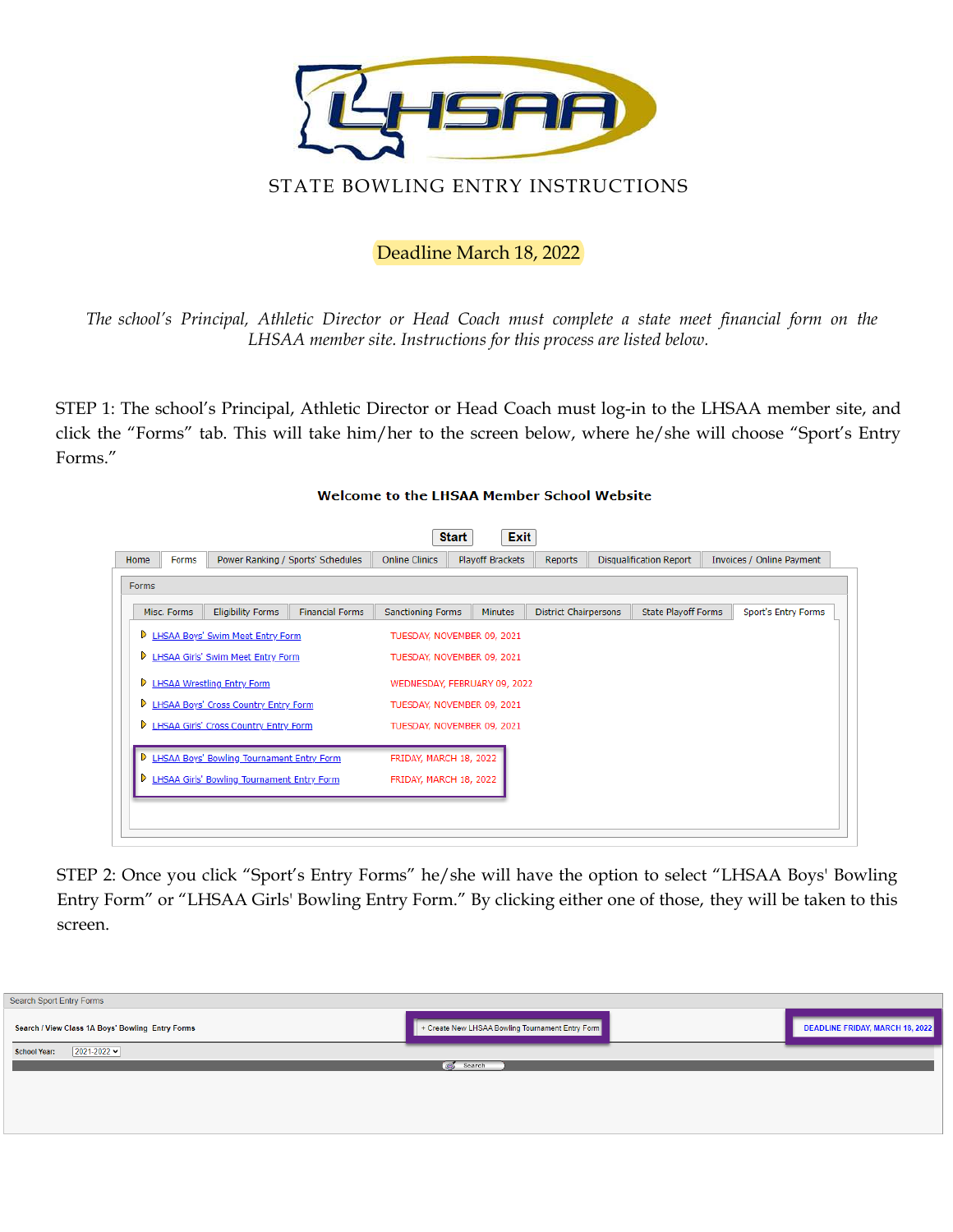# STATE BOWLING ENTRY INSTRUCTIONS

**Deadline March 18, 2022**

*The school's Principal, Athletic Director or Head Coach must complete a state meet financial form on the LHSAA member site. Instructions for this process are listed below.*

STEP 1: The school's Principal, Athletic Director or Head Coach must log-in to the LHSAA member site, and click the "Forms" tab. This will take him/her to the screen below, where he/she will choose "Sport's Entry Forms."

**Welcome to the LHSAA Member School Website**

Start | Exit

Home | Forms | Power Ranking / Sports' Schedules | Online Clinics | Playoff Brackets | Reports | Disqualification Report | Invoices / Online Payment

Forms

Misc. Forms | Eligibility Forms | Financial Forms | Sanctioning Forms | Minutes | District Chairpersons | State Playoff Forms | Sport's Entry Forms

| Form | Deadline |
|---|---|
| LHSAA Boys' Swim Meet Entry Form | TUESDAY, NOVEMBER 09, 2021 |
| LHSAA Girls' Swim Meet Entry Form | TUESDAY, NOVEMBER 09, 2021 |
| LHSAA Wrestling Entry Form | WEDNESDAY, FEBRUARY 09, 2022 |
| LHSAA Boys' Cross Country Entry Form | TUESDAY, NOVEMBER 09, 2021 |
| LHSAA Girls' Cross Country Entry Form | TUESDAY, NOVEMBER 09, 2021 |
| LHSAA Boys' Bowling Tournament Entry Form | FRIDAY, MARCH 18, 2022 |
| LHSAA Girls' Bowling Tournament Entry Form | FRIDAY, MARCH 18, 2022 |

STEP 2: Once you click "Sport's Entry Forms" he/she will have the option to select "LHSAA Boys' Bowling Entry Form" or "LHSAA Girls' Bowling Entry Form." By clicking either one of those, they will be taken to this screen.

Search Sport Entry Forms

Search / View Class 1A Boys' Bowling Entry Forms | + Create New LHSAA Bowling Tournament Entry Form | DEADLINE FRIDAY, MARCH 18, 2022

School Year: 2021-2022

Search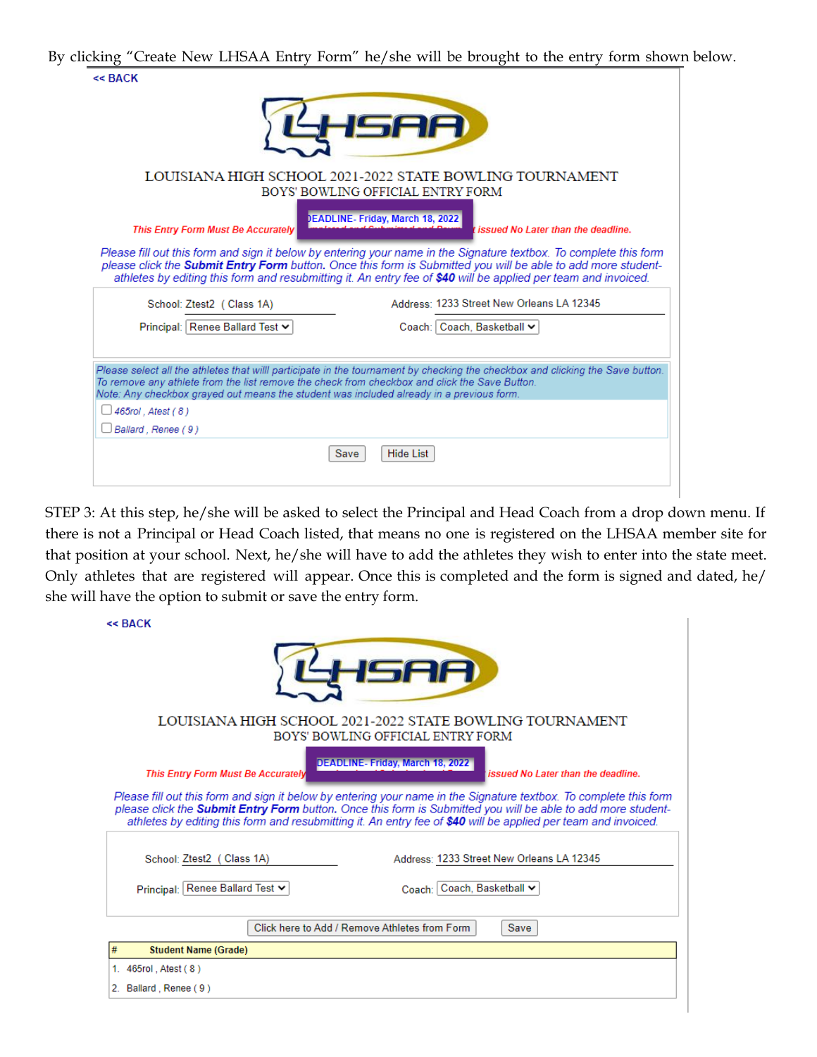By clicking "Create New LHSAA Entry Form" he/she will be brought to the entry form shown below.

<< BACK

LHSAA

LOUISIANA HIGH SCHOOL 2021-2022 STATE BOWLING TOURNAMENT

BOYS' BOWLING OFFICIAL ENTRY FORM

This Entry Form Must Be Accurately DEADLINE- Friday, March 18, 2022 issued No Later than the deadline.

*Please fill out this form and sign it below by entering your name in the Signature textbox. To complete this form please click the **Submit Entry Form** button. Once this form is Submitted you will be able to add more student-athletes by editing this form and resubmitting it. An entry fee of **$40** will be applied per team and invoiced.*

School: Ztest2 ( Class 1A) Address: 1233 Street New Orleans LA 12345

Principal: Renee Ballard Test Coach: Coach, Basketball

*Please select all the athletes that will participate in the tournament by checking the checkbox and clicking the Save button. To remove any athlete from the list remove the check from checkbox and click the Save Button. Note: Any checkbox grayed out means the student was included already in a previous form.*

- 465rol , Atest ( 8 )
- Ballard , Renee ( 9 )

Save Hide List

STEP 3: At this step, he/she will be asked to select the Principal and Head Coach from a drop down menu. If there is not a Principal or Head Coach listed, that means no one is registered on the LHSAA member site for that position at your school. Next, he/she will have to add the athletes they wish to enter into the state meet. Only athletes that are registered will appear. Once this is completed and the form is signed and dated, he/she will have the option to submit or save the entry form.

<< BACK

LHSAA

LOUISIANA HIGH SCHOOL 2021-2022 STATE BOWLING TOURNAMENT

BOYS' BOWLING OFFICIAL ENTRY FORM

This Entry Form Must Be Accurately DEADLINE- Friday, March 18, 2022 issued No Later than the deadline.

*Please fill out this form and sign it below by entering your name in the Signature textbox. To complete this form please click the **Submit Entry Form** button. Once this form is Submitted you will be able to add more student-athletes by editing this form and resubmitting it. An entry fee of **$40** will be applied per team and invoiced.*

School: Ztest2 ( Class 1A) Address: 1233 Street New Orleans LA 12345

Principal: Renee Ballard Test Coach: Coach, Basketball

Click here to Add / Remove Athletes from Form Save

| # | Student Name (Grade) |
|---|---|
| 1. | 465rol , Atest ( 8 ) |
| 2. | Ballard , Renee ( 9 ) |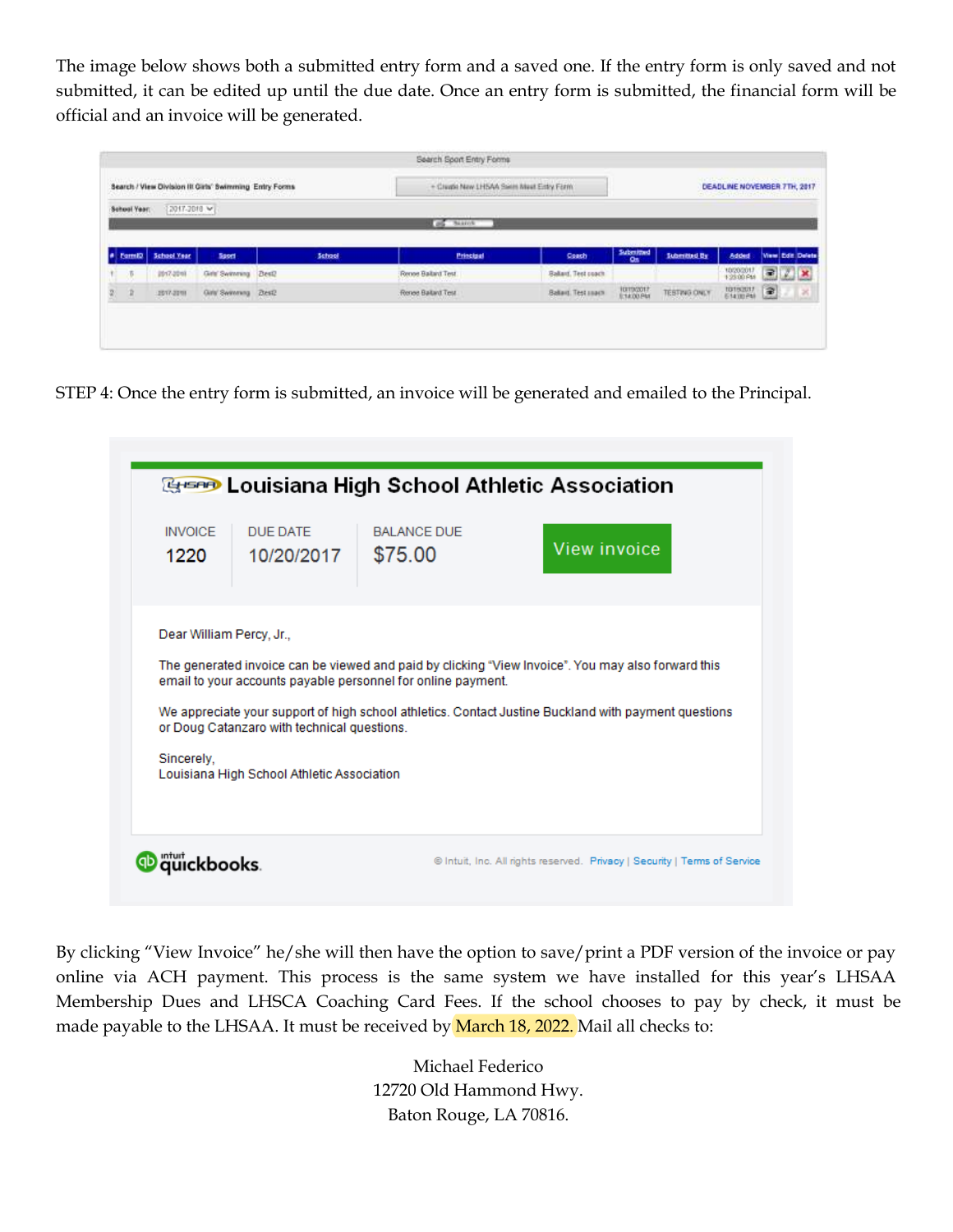The image below shows both a submitted entry form and a saved one. If the entry form is only saved and not submitted, it can be edited up until the due date. Once an entry form is submitted, the financial form will be official and an invoice will be generated.

Search Sport Entry Forms

Search / View Division III Girls' Swimming Entry Forms

+ Create New LHSAA Swim Meet Entry Form

DEADLINE NOVEMBER 7TH, 2017

School Year: 2017-2018

Search

| # | FormID | School Year | Sport | School | Principal | Coach | Submitted On | Submitted By | Added | View | Edit | Delete |
|---|---|---|---|---|---|---|---|---|---|---|---|---|
| 1 | 5 | 2017-2018 | Girls' Swimming | Zest2 | Renee Ballard Test | Ballard, Test coach | | | 10/20/2017 1:23:00 PM | | | |
| 2 | 2 | 2017-2018 | Girls' Swimming | Zest2 | Renee Ballard Test | Ballard, Test coach | 10/19/2017 5:14:00 PM | TESTING ONLY | 10/19/2017 5:14:00 PM | | | |

STEP 4: Once the entry form is submitted, an invoice will be generated and emailed to the Principal.

**Louisiana High School Athletic Association**

| INVOICE | DUE DATE | BALANCE DUE |
|---|---|---|
| 1220 | 10/20/2017 | $75.00 |

View invoice

Dear William Percy, Jr.,

The generated invoice can be viewed and paid by clicking "View Invoice". You may also forward this email to your accounts payable personnel for online payment.

We appreciate your support of high school athletics. Contact Justine Buckland with payment questions or Doug Catanzaro with technical questions.

Sincerely,
Louisiana High School Athletic Association

intuit quickbooks. © Intuit, Inc. All rights reserved. Privacy | Security | Terms of Service

By clicking "View Invoice" he/she will then have the option to save/print a PDF version of the invoice or pay online via ACH payment. This process is the same system we have installed for this year's LHSAA Membership Dues and LHSCA Coaching Card Fees. If the school chooses to pay by check, it must be made payable to the LHSAA. It must be received by March 18, 2022. Mail all checks to:

Michael Federico
12720 Old Hammond Hwy.
Baton Rouge, LA 70816.